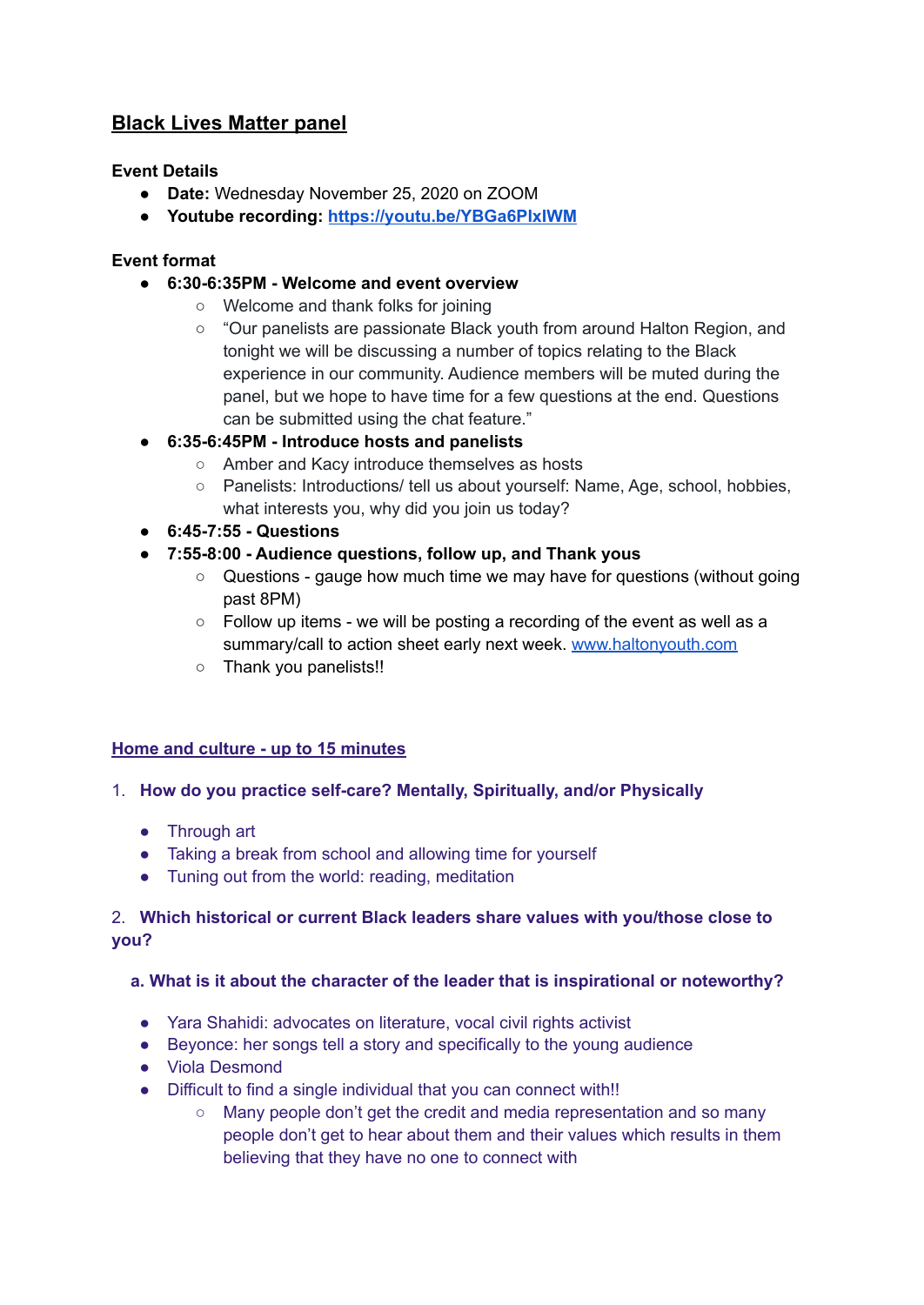# Black Lives Matter panel

**Event Details**

- **Date:** Wednesday November 25, 2020 on ZOOM
- **Youtube recording:** [https://youtu.be/YBGa6PlxIWM](https://youtu.be/YBGa6PlxIWM)

**Event format**

- **6:30-6:35PM - Welcome and event overview**
  - Welcome and thank folks for joining
  - "Our panelists are passionate Black youth from around Halton Region, and tonight we will be discussing a number of topics relating to the Black experience in our community. Audience members will be muted during the panel, but we hope to have time for a few questions at the end. Questions can be submitted using the chat feature."
- **6:35-6:45PM - Introduce hosts and panelists**
  - Amber and Kacy introduce themselves as hosts
  - Panelists: Introductions/ tell us about yourself: Name, Age, school, hobbies, what interests you, why did you join us today?
- **6:45-7:55 - Questions**
- **7:55-8:00 - Audience questions, follow up, and Thank yous**
  - Questions - gauge how much time we may have for questions (without going past 8PM)
  - Follow up items - we will be posting a recording of the event as well as a summary/call to action sheet early next week. [www.haltonyouth.com](http://www.haltonyouth.com)
  - Thank you panelists!!

## Home and culture - up to 15 minutes

1. **How do you practice self-care? Mentally, Spiritually, and/or Physically**

   - Through art
   - Taking a break from school and allowing time for yourself
   - Tuning out from the world: reading, meditation

2. **Which historical or current Black leaders share values with you/those close to you?**

   **a. What is it about the character of the leader that is inspirational or noteworthy?**

   - Yara Shahidi: advocates on literature, vocal civil rights activist
   - Beyonce: her songs tell a story and specifically to the young audience
   - Viola Desmond
   - Difficult to find a single individual that you can connect with!!
     - Many people don't get the credit and media representation and so many people don't get to hear about them and their values which results in them believing that they have no one to connect with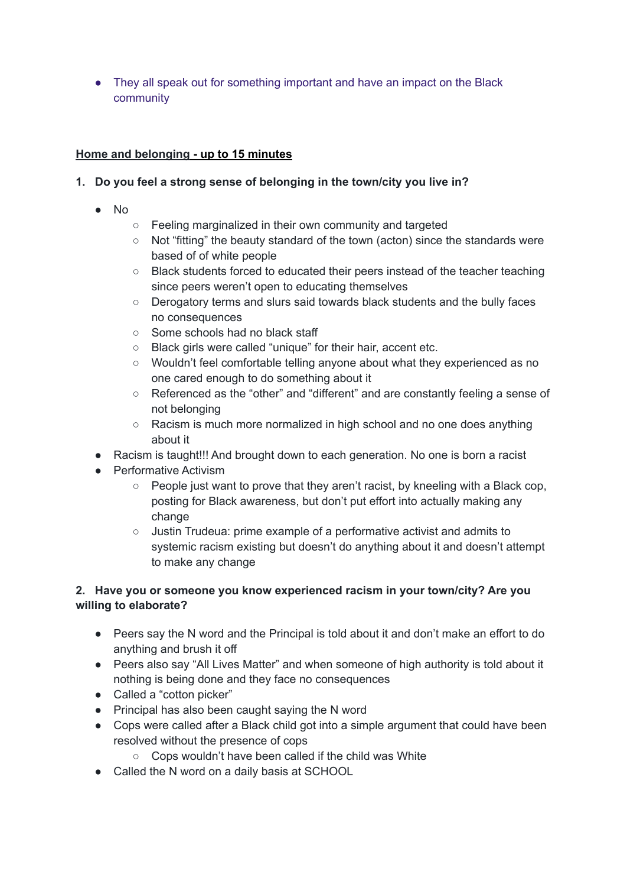- They all speak out for something important and have an impact on the Black community

__Home and belonging - up to 15 minutes__

**1. Do you feel a strong sense of belonging in the town/city you live in?**

- No
  - Feeling marginalized in their own community and targeted
  - Not "fitting" the beauty standard of the town (acton) since the standards were based of of white people
  - Black students forced to educated their peers instead of the teacher teaching since peers weren't open to educating themselves
  - Derogatory terms and slurs said towards black students and the bully faces no consequences
  - Some schools had no black staff
  - Black girls were called "unique" for their hair, accent etc.
  - Wouldn't feel comfortable telling anyone about what they experienced as no one cared enough to do something about it
  - Referenced as the "other" and "different" and are constantly feeling a sense of not belonging
  - Racism is much more normalized in high school and no one does anything about it
- Racism is taught!!! And brought down to each generation. No one is born a racist
- Performative Activism
  - People just want to prove that they aren't racist, by kneeling with a Black cop, posting for Black awareness, but don't put effort into actually making any change
  - Justin Trudeua: prime example of a performative activist and admits to systemic racism existing but doesn't do anything about it and doesn't attempt to make any change

**2. Have you or someone you know experienced racism in your town/city? Are you willing to elaborate?**

- Peers say the N word and the Principal is told about it and don't make an effort to do anything and brush it off
- Peers also say "All Lives Matter" and when someone of high authority is told about it nothing is being done and they face no consequences
- Called a "cotton picker"
- Principal has also been caught saying the N word
- Cops were called after a Black child got into a simple argument that could have been resolved without the presence of cops
  - Cops wouldn't have been called if the child was White
- Called the N word on a daily basis at SCHOOL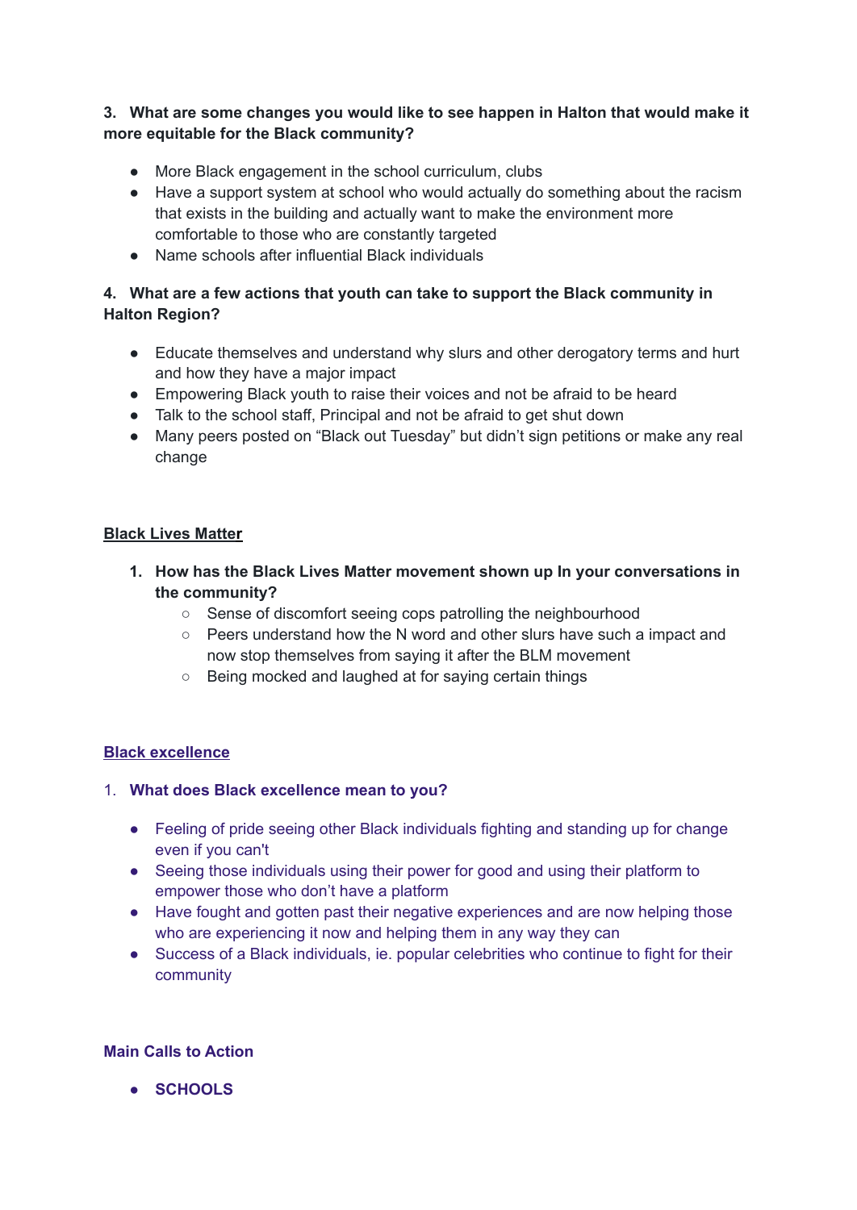**3. What are some changes you would like to see happen in Halton that would make it more equitable for the Black community?**

- More Black engagement in the school curriculum, clubs
- Have a support system at school who would actually do something about the racism that exists in the building and actually want to make the environment more comfortable to those who are constantly targeted
- Name schools after influential Black individuals

**4. What are a few actions that youth can take to support the Black community in Halton Region?**

- Educate themselves and understand why slurs and other derogatory terms and hurt and how they have a major impact
- Empowering Black youth to raise their voices and not be afraid to be heard
- Talk to the school staff, Principal and not be afraid to get shut down
- Many peers posted on “Black out Tuesday” but didn’t sign petitions or make any real change

## Black Lives Matter

1. **How has the Black Lives Matter movement shown up In your conversations in the community?**
   - Sense of discomfort seeing cops patrolling the neighbourhood
   - Peers understand how the N word and other slurs have such a impact and now stop themselves from saying it after the BLM movement
   - Being mocked and laughed at for saying certain things

## Black excellence

1. **What does Black excellence mean to you?**

- Feeling of pride seeing other Black individuals fighting and standing up for change even if you can't
- Seeing those individuals using their power for good and using their platform to empower those who don’t have a platform
- Have fought and gotten past their negative experiences and are now helping those who are experiencing it now and helping them in any way they can
- Success of a Black individuals, ie. popular celebrities who continue to fight for their community

## Main Calls to Action

- **SCHOOLS**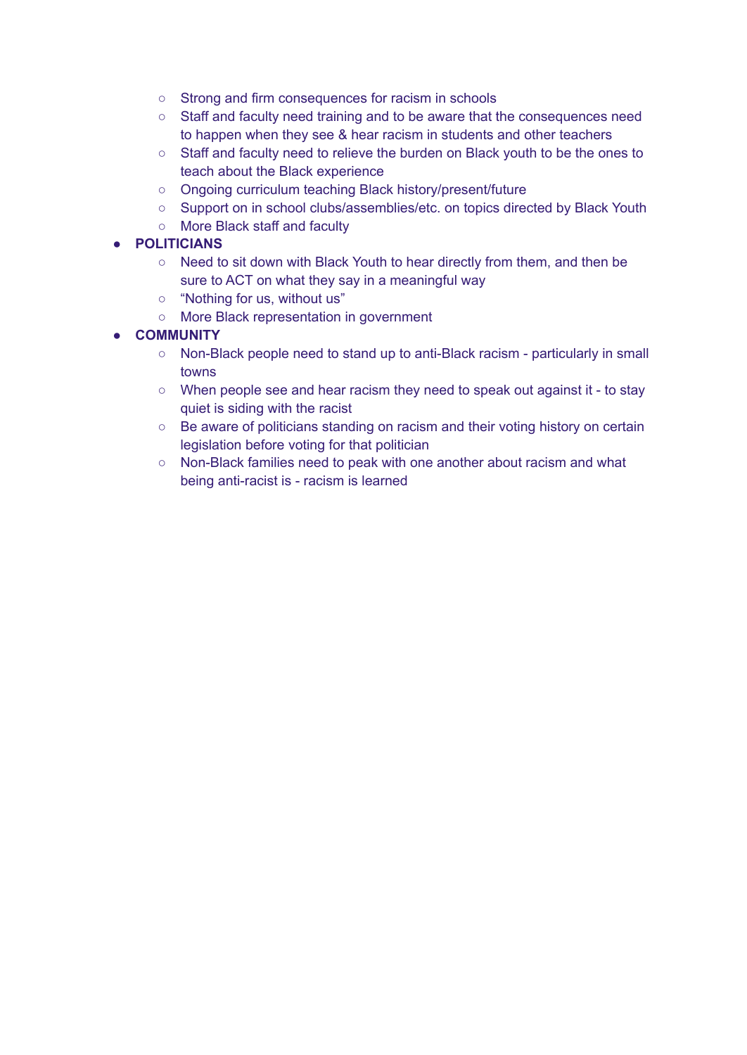- Strong and firm consequences for racism in schools
  - Staff and faculty need training and to be aware that the consequences need to happen when they see & hear racism in students and other teachers
  - Staff and faculty need to relieve the burden on Black youth to be the ones to teach about the Black experience
  - Ongoing curriculum teaching Black history/present/future
  - Support on in school clubs/assemblies/etc. on topics directed by Black Youth
  - More Black staff and faculty
- **POLITICIANS**
  - Need to sit down with Black Youth to hear directly from them, and then be sure to ACT on what they say in a meaningful way
  - "Nothing for us, without us"
  - More Black representation in government
- **COMMUNITY**
  - Non-Black people need to stand up to anti-Black racism - particularly in small towns
  - When people see and hear racism they need to speak out against it - to stay quiet is siding with the racist
  - Be aware of politicians standing on racism and their voting history on certain legislation before voting for that politician
  - Non-Black families need to peak with one another about racism and what being anti-racist is - racism is learned